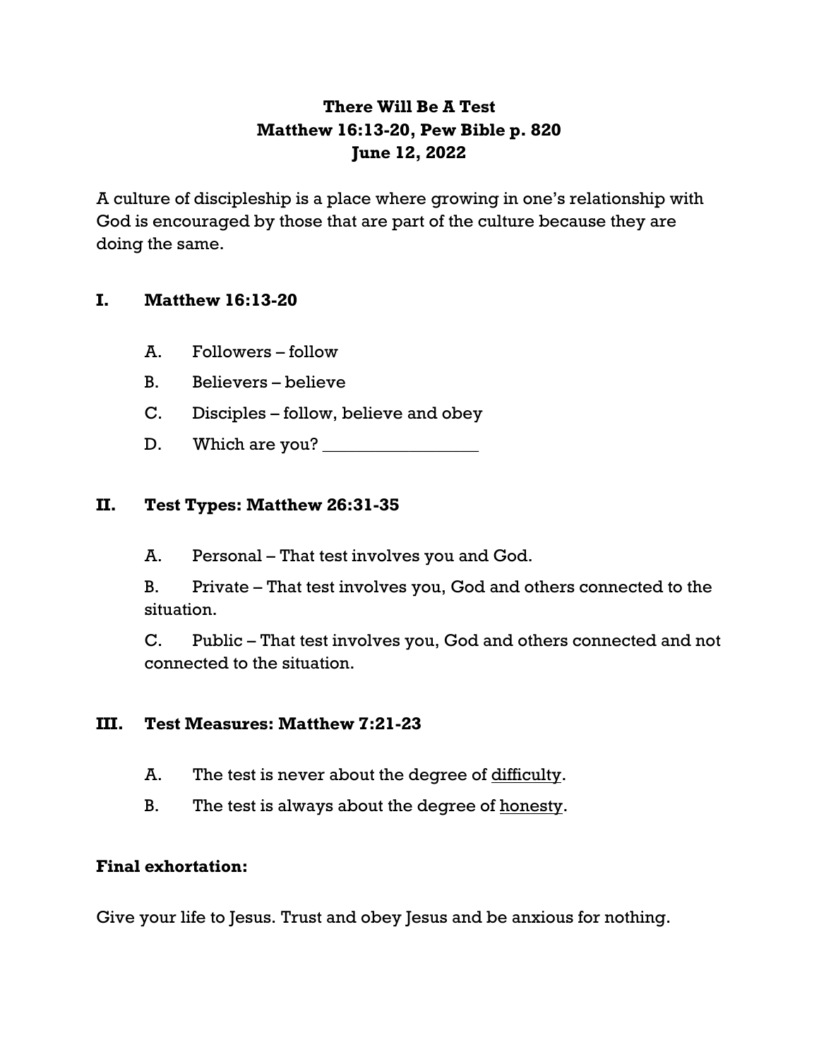# There Will Be A Test
## Matthew 16:13-20, Pew Bible p. 820
## June 12, 2022

A culture of discipleship is a place where growing in one's relationship with God is encouraged by those that are part of the culture because they are doing the same.

## I. Matthew 16:13-20

A. Followers – follow

B. Believers – believe

C. Disciples – follow, believe and obey

D. Which are you? ___________________

## II. Test Types: Matthew 26:31-35

A. Personal – That test involves you and God.

B. Private – That test involves you, God and others connected to the situation.

C. Public – That test involves you, God and others connected and not connected to the situation.

## III. Test Measures: Matthew 7:21-23

A. The test is never about the degree of <u>difficulty</u>.

B. The test is always about the degree of <u>honesty</u>.

**Final exhortation:**

Give your life to Jesus. Trust and obey Jesus and be anxious for nothing.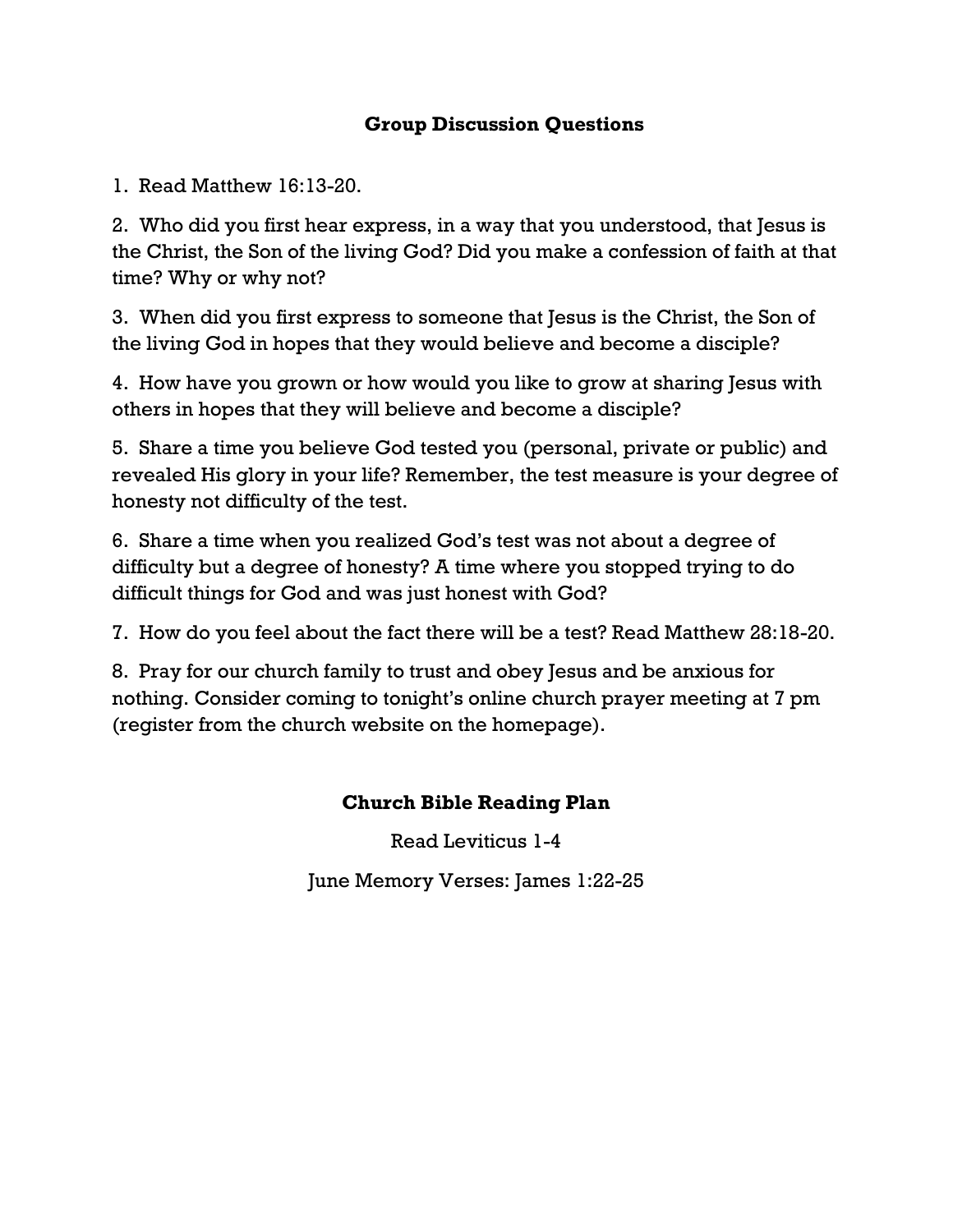## Group Discussion Questions

1. Read Matthew 16:13-20.

2. Who did you first hear express, in a way that you understood, that Jesus is the Christ, the Son of the living God? Did you make a confession of faith at that time? Why or why not?

3. When did you first express to someone that Jesus is the Christ, the Son of the living God in hopes that they would believe and become a disciple?

4. How have you grown or how would you like to grow at sharing Jesus with others in hopes that they will believe and become a disciple?

5. Share a time you believe God tested you (personal, private or public) and revealed His glory in your life? Remember, the test measure is your degree of honesty not difficulty of the test.

6. Share a time when you realized God's test was not about a degree of difficulty but a degree of honesty? A time where you stopped trying to do difficult things for God and was just honest with God?

7. How do you feel about the fact there will be a test? Read Matthew 28:18-20.

8. Pray for our church family to trust and obey Jesus and be anxious for nothing. Consider coming to tonight's online church prayer meeting at 7 pm (register from the church website on the homepage).

## Church Bible Reading Plan

Read Leviticus 1-4

June Memory Verses: James 1:22-25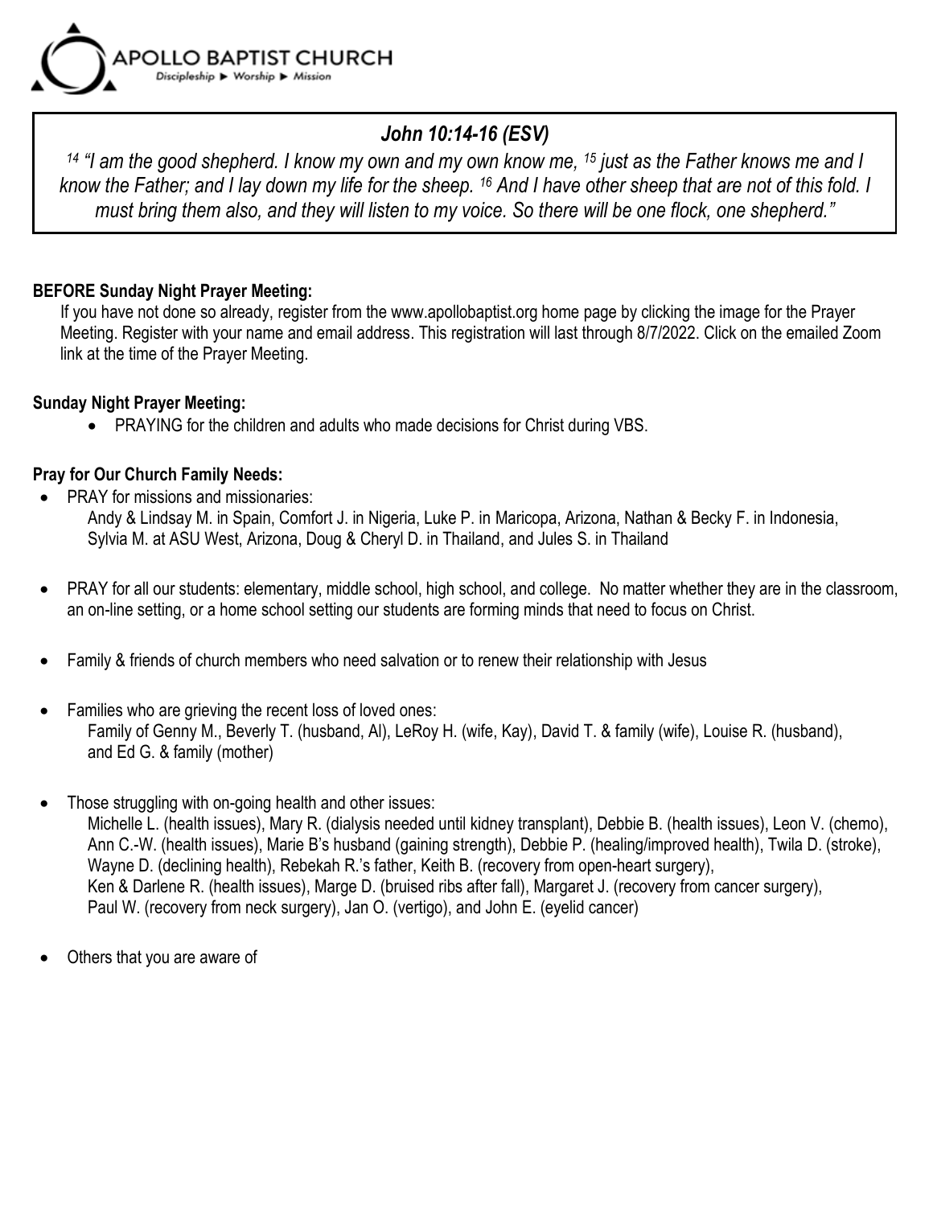APOLLO BAPTIST CHURCH

*Discipleship ▶ Worship ▶ Mission*

## *John 10:14-16 (ESV)*

*[14] "I am the good shepherd. I know my own and my own know me, [15] just as the Father knows me and I know the Father; and I lay down my life for the sheep. [16] And I have other sheep that are not of this fold. I must bring them also, and they will listen to my voice. So there will be one flock, one shepherd."*

**BEFORE Sunday Night Prayer Meeting:**

If you have not done so already, register from the www.apollobaptist.org home page by clicking the image for the Prayer Meeting. Register with your name and email address. This registration will last through 8/7/2022. Click on the emailed Zoom link at the time of the Prayer Meeting.

**Sunday Night Prayer Meeting:**

- PRAYING for the children and adults who made decisions for Christ during VBS.

**Pray for Our Church Family Needs:**

- PRAY for missions and missionaries:
  Andy & Lindsay M. in Spain, Comfort J. in Nigeria, Luke P. in Maricopa, Arizona, Nathan & Becky F. in Indonesia, Sylvia M. at ASU West, Arizona, Doug & Cheryl D. in Thailand, and Jules S. in Thailand
- PRAY for all our students: elementary, middle school, high school, and college. No matter whether they are in the classroom, an on-line setting, or a home school setting our students are forming minds that need to focus on Christ.
- Family & friends of church members who need salvation or to renew their relationship with Jesus
- Families who are grieving the recent loss of loved ones:
  Family of Genny M., Beverly T. (husband, Al), LeRoy H. (wife, Kay), David T. & family (wife), Louise R. (husband), and Ed G. & family (mother)
- Those struggling with on-going health and other issues:
  Michelle L. (health issues), Mary R. (dialysis needed until kidney transplant), Debbie B. (health issues), Leon V. (chemo), Ann C.-W. (health issues), Marie B's husband (gaining strength), Debbie P. (healing/improved health), Twila D. (stroke), Wayne D. (declining health), Rebekah R.'s father, Keith B. (recovery from open-heart surgery), Ken & Darlene R. (health issues), Marge D. (bruised ribs after fall), Margaret J. (recovery from cancer surgery), Paul W. (recovery from neck surgery), Jan O. (vertigo), and John E. (eyelid cancer)
- Others that you are aware of